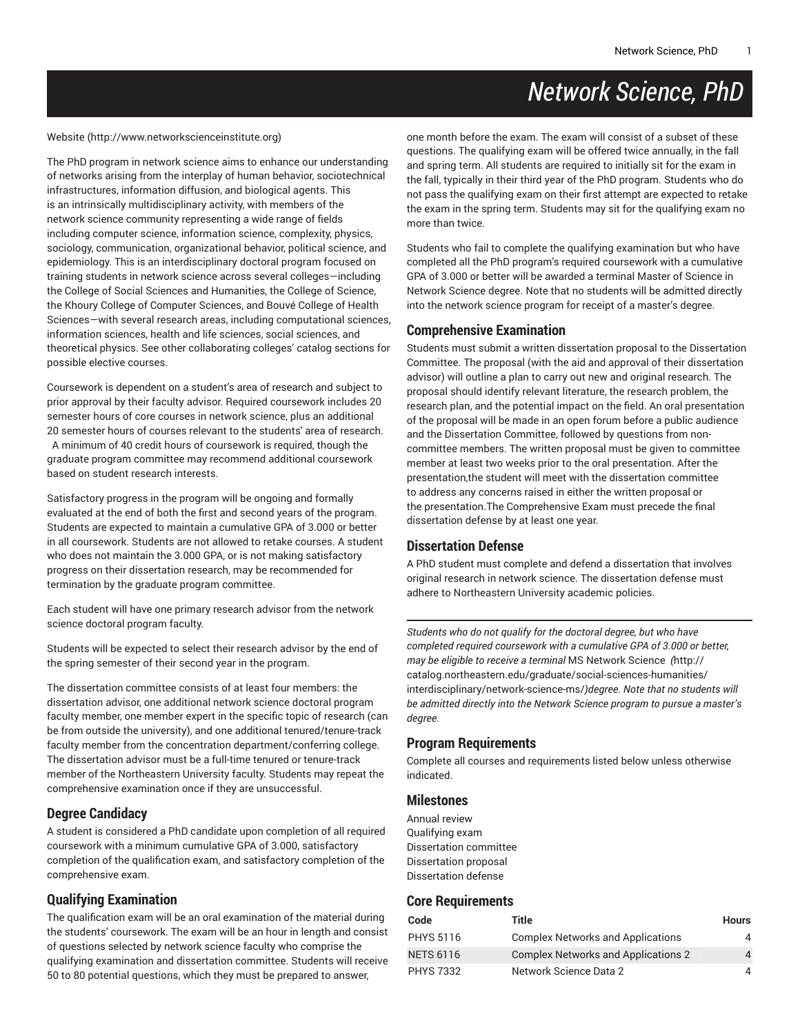// Page 1 (document e3410c56f1fd)

# Network Science, PhD

Website (http://www.networkscienceinstitute.org)

The PhD program in network science aims to enhance our understanding of networks arising from the interplay of human behavior, sociotechnical infrastructures, information diffusion, and biological agents. This is an intrinsically multidisciplinary activity, with members of the network science community representing a wide range of fields including computer science, information science, complexity, physics, sociology, communication, organizational behavior, political science, and epidemiology. This is an interdisciplinary doctoral program focused on training students in network science across several colleges—including the College of Social Sciences and Humanities, the College of Science, the Khoury College of Computer Sciences, and Bouvé College of Health Sciences—with several research areas, including computational sciences, information sciences, health and life sciences, social sciences, and theoretical physics. See other collaborating colleges' catalog sections for possible elective courses.

Coursework is dependent on a student's area of research and subject to prior approval by their faculty advisor. Required coursework includes 20 semester hours of core courses in network science, plus an additional 20 semester hours of courses relevant to the students' area of research. A minimum of 40 credit hours of coursework is required, though the graduate program committee may recommend additional coursework based on student research interests.

Satisfactory progress in the program will be ongoing and formally evaluated at the end of both the first and second years of the program. Students are expected to maintain a cumulative GPA of 3.000 or better in all coursework. Students are not allowed to retake courses. A student who does not maintain the 3.000 GPA, or is not making satisfactory progress on their dissertation research, may be recommended for termination by the graduate program committee.

Each student will have one primary research advisor from the network science doctoral program faculty.

Students will be expected to select their research advisor by the end of the spring semester of their second year in the program.

The dissertation committee consists of at least four members: the dissertation advisor, one additional network science doctoral program faculty member, one member expert in the specific topic of research (can be from outside the university), and one additional tenured/tenure-track faculty member from the concentration department/conferring college. The dissertation advisor must be a full-time tenured or tenure-track member of the Northeastern University faculty. Students may repeat the comprehensive examination once if they are unsuccessful.

## Degree Candidacy

A student is considered a PhD candidate upon completion of all required coursework with a minimum cumulative GPA of 3.000, satisfactory completion of the qualification exam, and satisfactory completion of the comprehensive exam.

## Qualifying Examination

The qualification exam will be an oral examination of the material during the students' coursework. The exam will be an hour in length and consist of questions selected by network science faculty who comprise the qualifying examination and dissertation committee. Students will receive 50 to 80 potential questions, which they must be prepared to answer, one month before the exam. The exam will consist of a subset of these questions. The qualifying exam will be offered twice annually, in the fall and spring term. All students are required to initially sit for the exam in the fall, typically in their third year of the PhD program. Students who do not pass the qualifying exam on their first attempt are expected to retake the exam in the spring term. Students may sit for the qualifying exam no more than twice.

Students who fail to complete the qualifying examination but who have completed all the PhD program's required coursework with a cumulative GPA of 3.000 or better will be awarded a terminal Master of Science in Network Science degree. Note that no students will be admitted directly into the network science program for receipt of a master's degree.

## Comprehensive Examination

Students must submit a written dissertation proposal to the Dissertation Committee. The proposal (with the aid and approval of their dissertation advisor) will outline a plan to carry out new and original research. The proposal should identify relevant literature, the research problem, the research plan, and the potential impact on the field. An oral presentation of the proposal will be made in an open forum before a public audience and the Dissertation Committee, followed by questions from non-committee members. The written proposal must be given to committee member at least two weeks prior to the oral presentation. After the presentation,the student will meet with the dissertation committee to address any concerns raised in either the written proposal or the presentation.The Comprehensive Exam must precede the final dissertation defense by at least one year.

## Dissertation Defense

A PhD student must complete and defend a dissertation that involves original research in network science. The dissertation defense must adhere to Northeastern University academic policies.

---

*Students who do not qualify for the doctoral degree, but who have completed required coursework with a cumulative GPA of 3.000 or better, may be eligible to receive a terminal* MS Network Science *(*http://catalog.northeastern.edu/graduate/social-sciences-humanities/interdisciplinary/network-science-ms/*)degree. Note that no students will be admitted directly into the Network Science program to pursue a master's degree.*

## Program Requirements

Complete all courses and requirements listed below unless otherwise indicated.

## Milestones

Annual review
Qualifying exam
Dissertation committee
Dissertation proposal
Dissertation defense

## Core Requirements

| Code | Title | Hours |
|---|---|---|
| PHYS 5116 | Complex Networks and Applications | 4 |
| NETS 6116 | Complex Networks and Applications 2 | 4 |
| PHYS 7332 | Network Science Data 2 | 4 |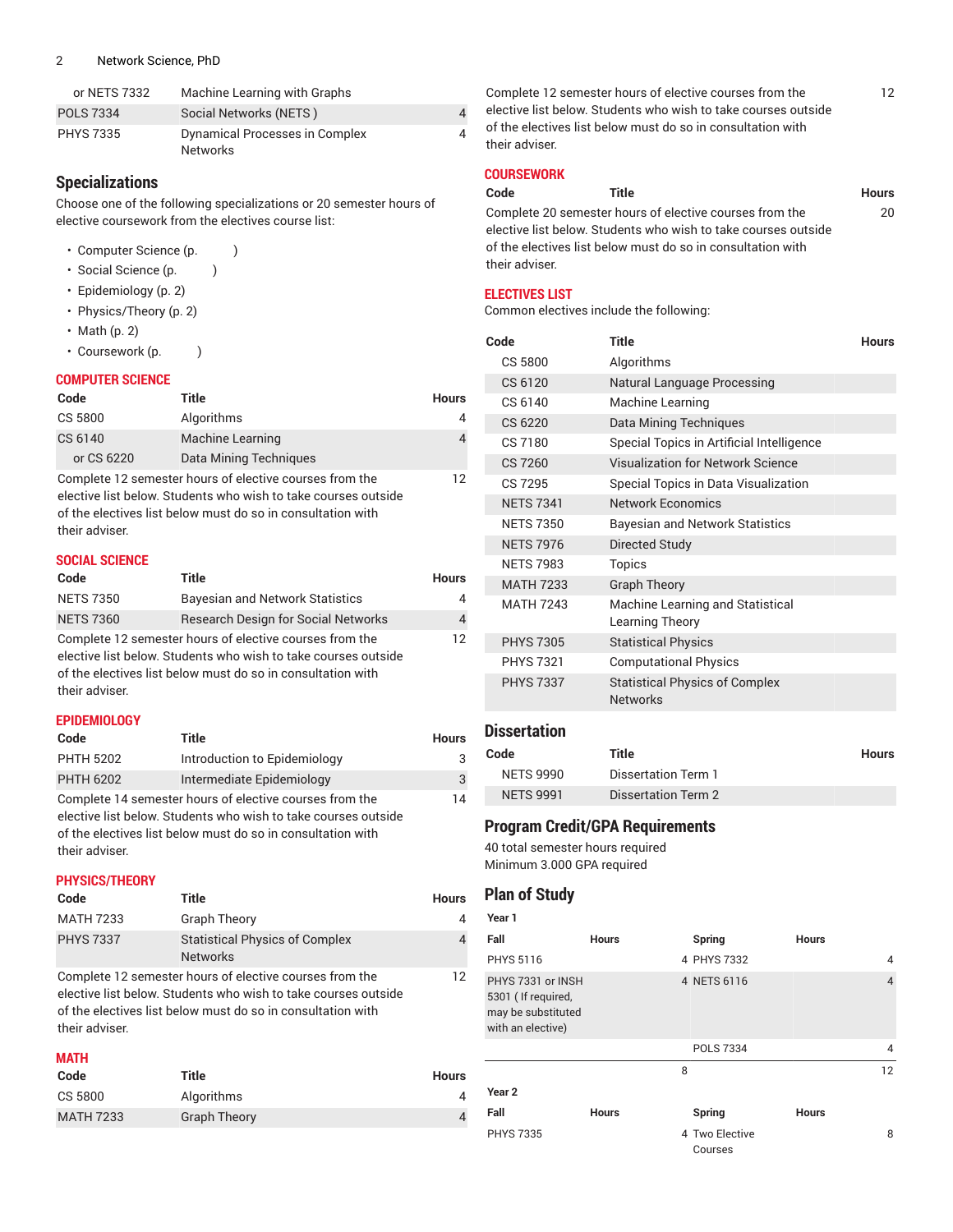| Code | Title | Hours |
| --- | --- | --- |
| or NETS 7332 | Machine Learning with Graphs | |
| POLS 7334 | Social Networks (NETS ) | 4 |
| PHYS 7335 | Dynamical Processes in Complex Networks | 4 |

## Specializations

Choose one of the following specializations or 20 semester hours of elective coursework from the electives course list:

- Computer Science (p. )
- Social Science (p. )
- Epidemiology (p. 2)
- Physics/Theory (p. 2)
- Math (p. 2)
- Coursework (p. )

### COMPUTER SCIENCE

| Code | Title | Hours |
| --- | --- | --- |
| CS 5800 | Algorithms | 4 |
| CS 6140 | Machine Learning | 4 |
| or CS 6220 | Data Mining Techniques | |
| Complete 12 semester hours of elective courses from the elective list below. Students who wish to take courses outside of the electives list below must do so in consultation with their adviser. | | 12 |

### SOCIAL SCIENCE

| Code | Title | Hours |
| --- | --- | --- |
| NETS 7350 | Bayesian and Network Statistics | 4 |
| NETS 7360 | Research Design for Social Networks | 4 |
| Complete 12 semester hours of elective courses from the elective list below. Students who wish to take courses outside of the electives list below must do so in consultation with their adviser. | | 12 |

### EPIDEMIOLOGY

| Code | Title | Hours |
| --- | --- | --- |
| PHTH 5202 | Introduction to Epidemiology | 3 |
| PHTH 6202 | Intermediate Epidemiology | 3 |
| Complete 14 semester hours of elective courses from the elective list below. Students who wish to take courses outside of the electives list below must do so in consultation with their adviser. | | 14 |

### PHYSICS/THEORY

| Code | Title | Hours |
| --- | --- | --- |
| MATH 7233 | Graph Theory | 4 |
| PHYS 7337 | Statistical Physics of Complex Networks | 4 |
| Complete 12 semester hours of elective courses from the elective list below. Students who wish to take courses outside of the electives list below must do so in consultation with their adviser. | | 12 |

### MATH

| Code | Title | Hours |
| --- | --- | --- |
| CS 5800 | Algorithms | 4 |
| MATH 7233 | Graph Theory | 4 |
| Complete 12 semester hours of elective courses from the elective list below. Students who wish to take courses outside of the electives list below must do so in consultation with their adviser. | | 12 |

### COURSEWORK

| Code | Title | Hours |
| --- | --- | --- |
| Complete 20 semester hours of elective courses from the elective list below. Students who wish to take courses outside of the electives list below must do so in consultation with their adviser. | | 20 |

### ELECTIVES LIST

Common electives include the following:

| Code | Title | Hours |
| --- | --- | --- |
| CS 5800 | Algorithms | |
| CS 6120 | Natural Language Processing | |
| CS 6140 | Machine Learning | |
| CS 6220 | Data Mining Techniques | |
| CS 7180 | Special Topics in Artificial Intelligence | |
| CS 7260 | Visualization for Network Science | |
| CS 7295 | Special Topics in Data Visualization | |
| NETS 7341 | Network Economics | |
| NETS 7350 | Bayesian and Network Statistics | |
| NETS 7976 | Directed Study | |
| NETS 7983 | Topics | |
| MATH 7233 | Graph Theory | |
| MATH 7243 | Machine Learning and Statistical Learning Theory | |
| PHYS 7305 | Statistical Physics | |
| PHYS 7321 | Computational Physics | |
| PHYS 7337 | Statistical Physics of Complex Networks | |

## Dissertation

| Code | Title | Hours |
| --- | --- | --- |
| NETS 9990 | Dissertation Term 1 | |
| NETS 9991 | Dissertation Term 2 | |

## Program Credit/GPA Requirements

40 total semester hours required
Minimum 3.000 GPA required

## Plan of Study

**Year 1**

| Fall | Hours | Spring | Hours |
| --- | --- | --- | --- |
| PHYS 5116 | 4 | PHYS 7332 | 4 |
| PHYS 7331 or INSH 5301 ( If required, may be substituted with an elective) | 4 | NETS 6116 | 4 |
| | | POLS 7334 | 4 |
| | 8 | | 12 |

**Year 2**

| Fall | Hours | Spring | Hours |
| --- | --- | --- | --- |
| PHYS 7335 | 4 | Two Elective Courses | 8 |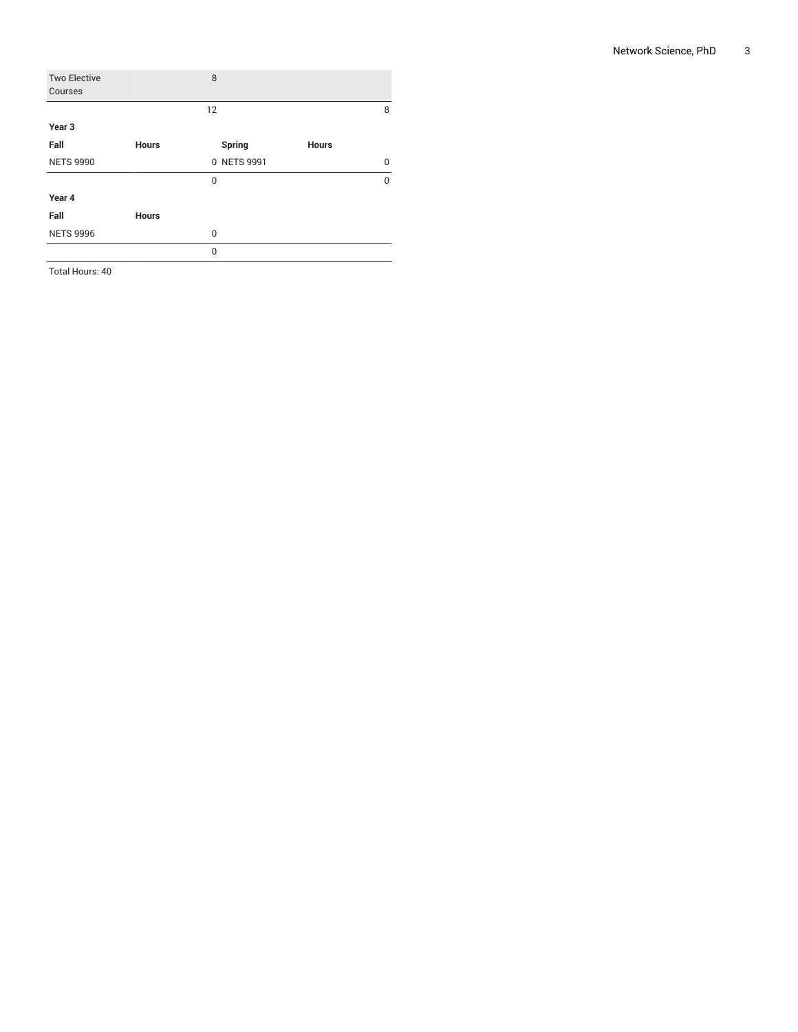| | | | |
|---|---|---|---|
| Two Elective Courses | 8 | | |
| | 12 | | 8 |
| **Year 3** | | | |
| **Fall** | **Hours** | **Spring** | **Hours** |
| NETS 9990 | 0 | NETS 9991 | 0 |
| | 0 | | 0 |
| **Year 4** | | | |
| **Fall** | **Hours** | | |
| NETS 9996 | 0 | | |
| | 0 | | |

Total Hours: 40